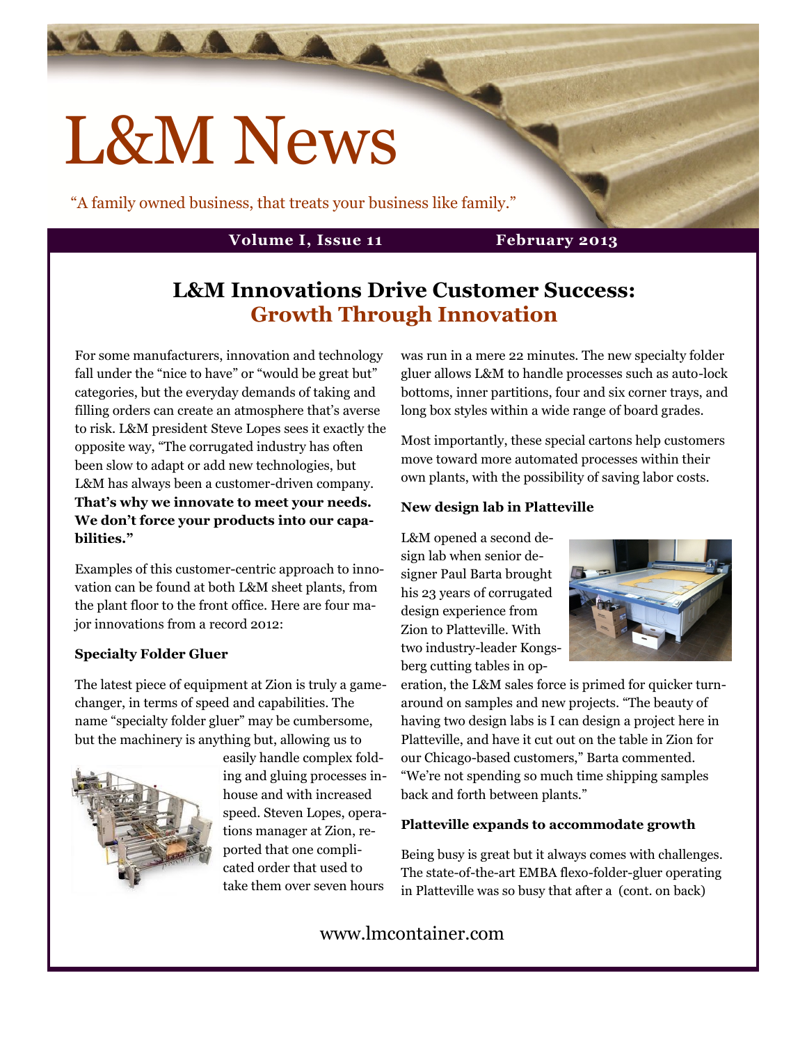# L&M News

"A family owned business, that treats your business like family."

**Volume I, Issue 11** **February 2013**

## L&M Innovations Drive Customer Success: Growth Through Innovation

For some manufacturers, innovation and technology fall under the "nice to have" or "would be great but" categories, but the everyday demands of taking and filling orders can create an atmosphere that's averse to risk. L&M president Steve Lopes sees it exactly the opposite way, "The corrugated industry has often been slow to adapt or add new technologies, but L&M has always been a customer-driven company. **That's why we innovate to meet your needs. We don't force your products into our capabilities."**

Examples of this customer-centric approach to innovation can be found at both L&M sheet plants, from the plant floor to the front office. Here are four major innovations from a record 2012:

### Specialty Folder Gluer

The latest piece of equipment at Zion is truly a game-changer, in terms of speed and capabilities. The name "specialty folder gluer" may be cumbersome, but the machinery is anything but, allowing us to easily handle complex folding and gluing processes in-house and with increased speed. Steven Lopes, operations manager at Zion, reported that one complicated order that used to take them over seven hours was run in a mere 22 minutes. The new specialty folder gluer allows L&M to handle processes such as auto-lock bottoms, inner partitions, four and six corner trays, and long box styles within a wide range of board grades.

Most importantly, these special cartons help customers move toward more automated processes within their own plants, with the possibility of saving labor costs.

### New design lab in Platteville

L&M opened a second design lab when senior designer Paul Barta brought his 23 years of corrugated design experience from Zion to Platteville. With two industry-leader Kongsberg cutting tables in operation, the L&M sales force is primed for quicker turnaround on samples and new projects. "The beauty of having two design labs is I can design a project here in Platteville, and have it cut out on the table in Zion for our Chicago-based customers," Barta commented. "We're not spending so much time shipping samples back and forth between plants."

### Platteville expands to accommodate growth

Being busy is great but it always comes with challenges. The state-of-the-art EMBA flexo-folder-gluer operating in Platteville was so busy that after a (cont. on back)

www.lmcontainer.com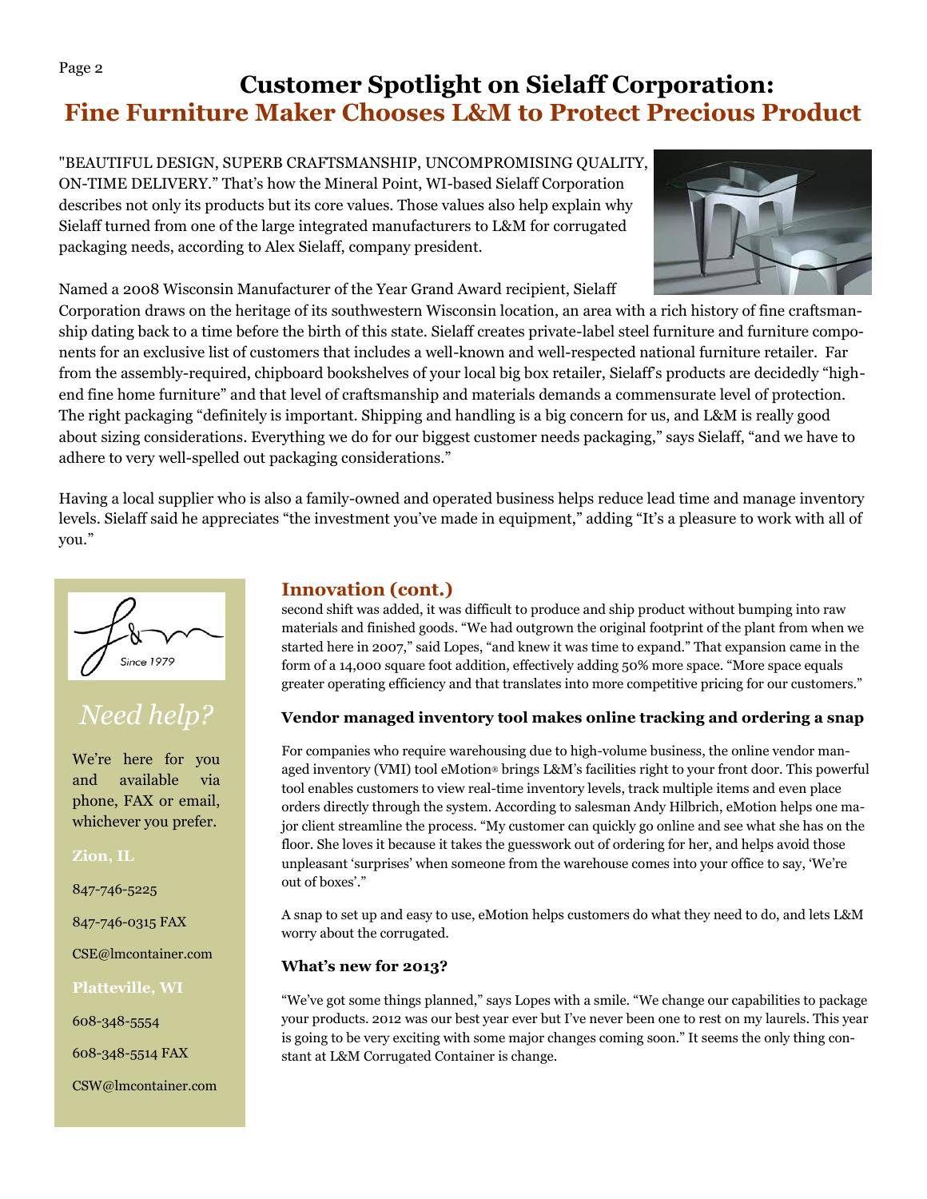# Customer Spotlight on Sielaff Corporation:
## Fine Furniture Maker Chooses L&M to Protect Precious Product

"BEAUTIFUL DESIGN, SUPERB CRAFTSMANSHIP, UNCOMPROMISING QUALITY, ON-TIME DELIVERY." That's how the Mineral Point, WI-based Sielaff Corporation describes not only its products but its core values. Those values also help explain why Sielaff turned from one of the large integrated manufacturers to L&M for corrugated packaging needs, according to Alex Sielaff, company president.

Named a 2008 Wisconsin Manufacturer of the Year Grand Award recipient, Sielaff Corporation draws on the heritage of its southwestern Wisconsin location, an area with a rich history of fine craftsmanship dating back to a time before the birth of this state. Sielaff creates private-label steel furniture and furniture components for an exclusive list of customers that includes a well-known and well-respected national furniture retailer. Far from the assembly-required, chipboard bookshelves of your local big box retailer, Sielaff's products are decidedly "high-end fine home furniture" and that level of craftsmanship and materials demands a commensurate level of protection. The right packaging "definitely is important. Shipping and handling is a big concern for us, and L&M is really good about sizing considerations. Everything we do for our biggest customer needs packaging," says Sielaff, "and we have to adhere to very well-spelled out packaging considerations."

Having a local supplier who is also a family-owned and operated business helps reduce lead time and manage inventory levels. Sielaff said he appreciates "the investment you've made in equipment," adding "It's a pleasure to work with all of you."

### Innovation (cont.)

second shift was added, it was difficult to produce and ship product without bumping into raw materials and finished goods. "We had outgrown the original footprint of the plant from when we started here in 2007," said Lopes, "and knew it was time to expand." That expansion came in the form of a 14,000 square foot addition, effectively adding 50% more space. "More space equals greater operating efficiency and that translates into more competitive pricing for our customers."

#### Vendor managed inventory tool makes online tracking and ordering a snap

For companies who require warehousing due to high-volume business, the online vendor managed inventory (VMI) tool eMotion® brings L&M's facilities right to your front door. This powerful tool enables customers to view real-time inventory levels, track multiple items and even place orders directly through the system. According to salesman Andy Hilbrich, eMotion helps one major client streamline the process. "My customer can quickly go online and see what she has on the floor. She loves it because it takes the guesswork out of ordering for her, and helps avoid those unpleasant 'surprises' when someone from the warehouse comes into your office to say, 'We're out of boxes'."

A snap to set up and easy to use, eMotion helps customers do what they need to do, and lets L&M worry about the corrugated.

#### What's new for 2013?

"We've got some things planned," says Lopes with a smile. "We change our capabilities to package your products. 2012 was our best year ever but I've never been one to rest on my laurels. This year is going to be very exciting with some major changes coming soon." It seems the only thing constant at L&M Corrugated Container is change.

L&M
Since 1979

*Need help?*

We're here for you and available via phone, FAX or email, whichever you prefer.

**Zion, IL**

847-746-5225

847-746-0315 FAX

CSE@lmcontainer.com

**Platteville, WI**

608-348-5554

608-348-5514 FAX

CSW@lmcontainer.com